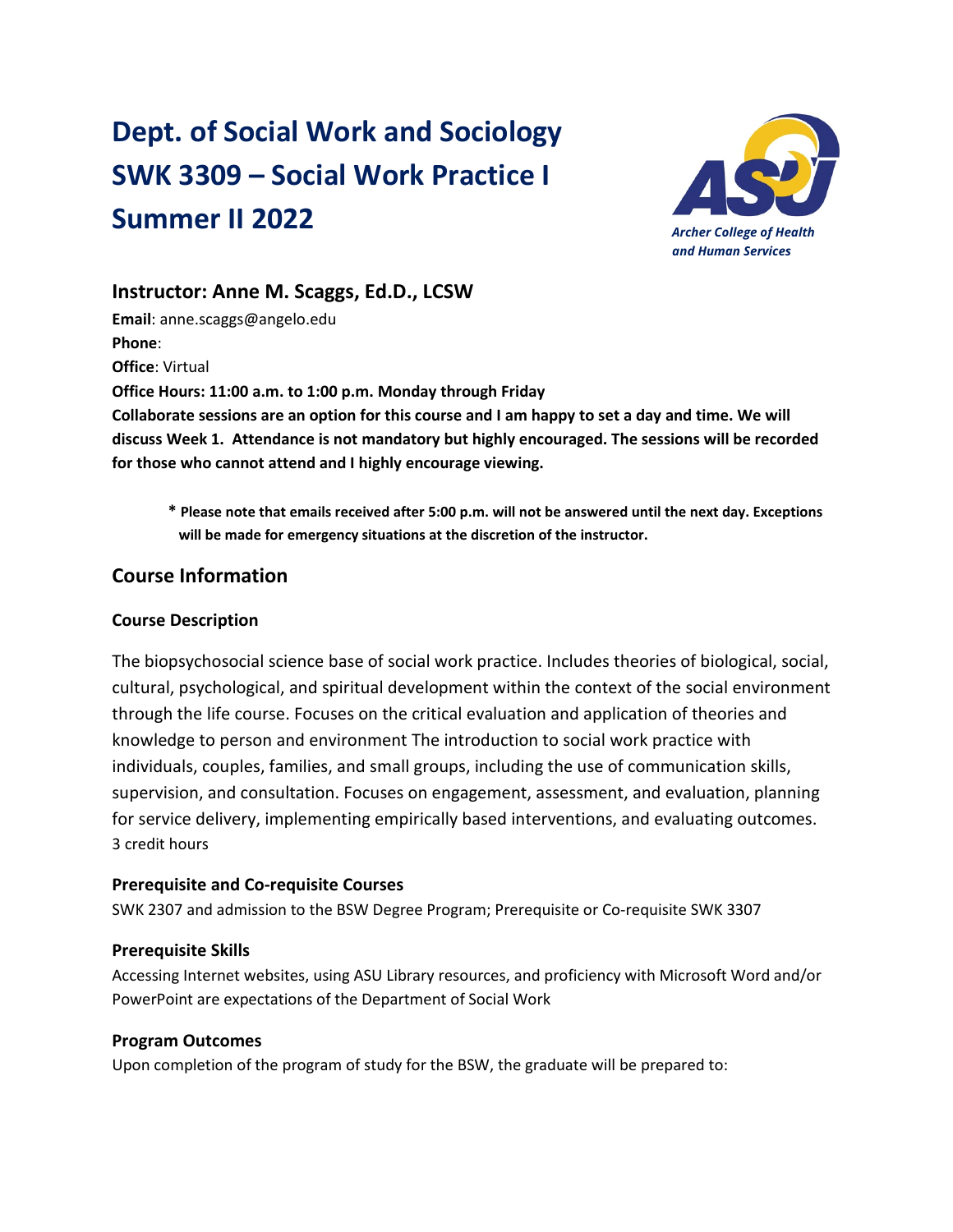# Dept. of Social Work and Sociology
# SWK 3309 – Social Work Practice I
# Summer II 2022

*Archer College of Health and Human Services*

## Instructor: Anne M. Scaggs, Ed.D., LCSW

**Email**: anne.scaggs@angelo.edu
**Phone**:
**Office**: Virtual
**Office Hours: 11:00 a.m. to 1:00 p.m. Monday through Friday**
**Collaborate sessions are an option for this course and I am happy to set a day and time. We will discuss Week 1. Attendance is not mandatory but highly encouraged. The sessions will be recorded for those who cannot attend and I highly encourage viewing.**

> **\* Please note that emails received after 5:00 p.m. will not be answered until the next day. Exceptions will be made for emergency situations at the discretion of the instructor.**

## Course Information

### Course Description

The biopsychosocial science base of social work practice. Includes theories of biological, social, cultural, psychological, and spiritual development within the context of the social environment through the life course. Focuses on the critical evaluation and application of theories and knowledge to person and environment The introduction to social work practice with individuals, couples, families, and small groups, including the use of communication skills, supervision, and consultation. Focuses on engagement, assessment, and evaluation, planning for service delivery, implementing empirically based interventions, and evaluating outcomes.
3 credit hours

### Prerequisite and Co-requisite Courses

SWK 2307 and admission to the BSW Degree Program; Prerequisite or Co-requisite SWK 3307

### Prerequisite Skills

Accessing Internet websites, using ASU Library resources, and proficiency with Microsoft Word and/or PowerPoint are expectations of the Department of Social Work

### Program Outcomes

Upon completion of the program of study for the BSW, the graduate will be prepared to: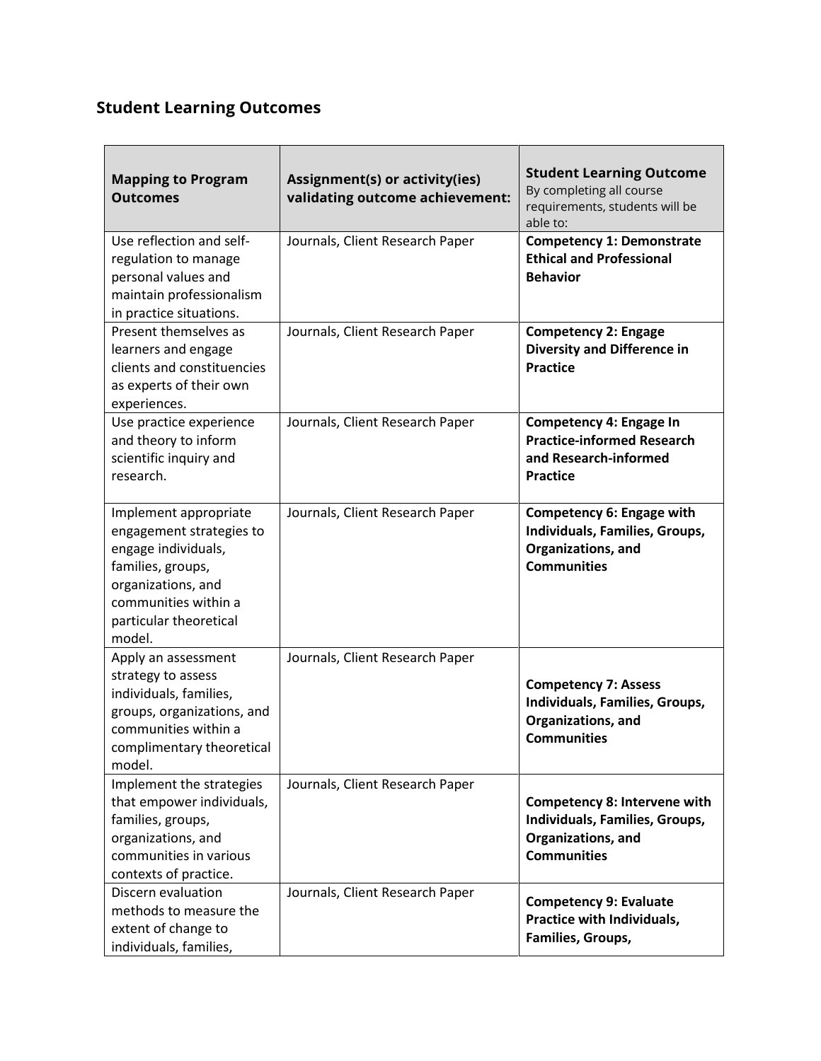## Student Learning Outcomes

| Mapping to Program Outcomes | Assignment(s) or activity(ies) validating outcome achievement: | Student Learning Outcome<br>By completing all course requirements, students will be able to: |
|---|---|---|
| Use reflection and self-regulation to manage personal values and maintain professionalism in practice situations. | Journals, Client Research Paper | **Competency 1: Demonstrate Ethical and Professional Behavior** |
| Present themselves as learners and engage clients and constituencies as experts of their own experiences. | Journals, Client Research Paper | **Competency 2: Engage Diversity and Difference in Practice** |
| Use practice experience and theory to inform scientific inquiry and research. | Journals, Client Research Paper | **Competency 4: Engage In Practice-informed Research and Research-informed Practice** |
| Implement appropriate engagement strategies to engage individuals, families, groups, organizations, and communities within a particular theoretical model. | Journals, Client Research Paper | **Competency 6: Engage with Individuals, Families, Groups, Organizations, and Communities** |
| Apply an assessment strategy to assess individuals, families, groups, organizations, and communities within a complimentary theoretical model. | Journals, Client Research Paper | **Competency 7: Assess Individuals, Families, Groups, Organizations, and Communities** |
| Implement the strategies that empower individuals, families, groups, organizations, and communities in various contexts of practice. | Journals, Client Research Paper | **Competency 8: Intervene with Individuals, Families, Groups, Organizations, and Communities** |
| Discern evaluation methods to measure the extent of change to individuals, families, | Journals, Client Research Paper | **Competency 9: Evaluate Practice with Individuals, Families, Groups,** |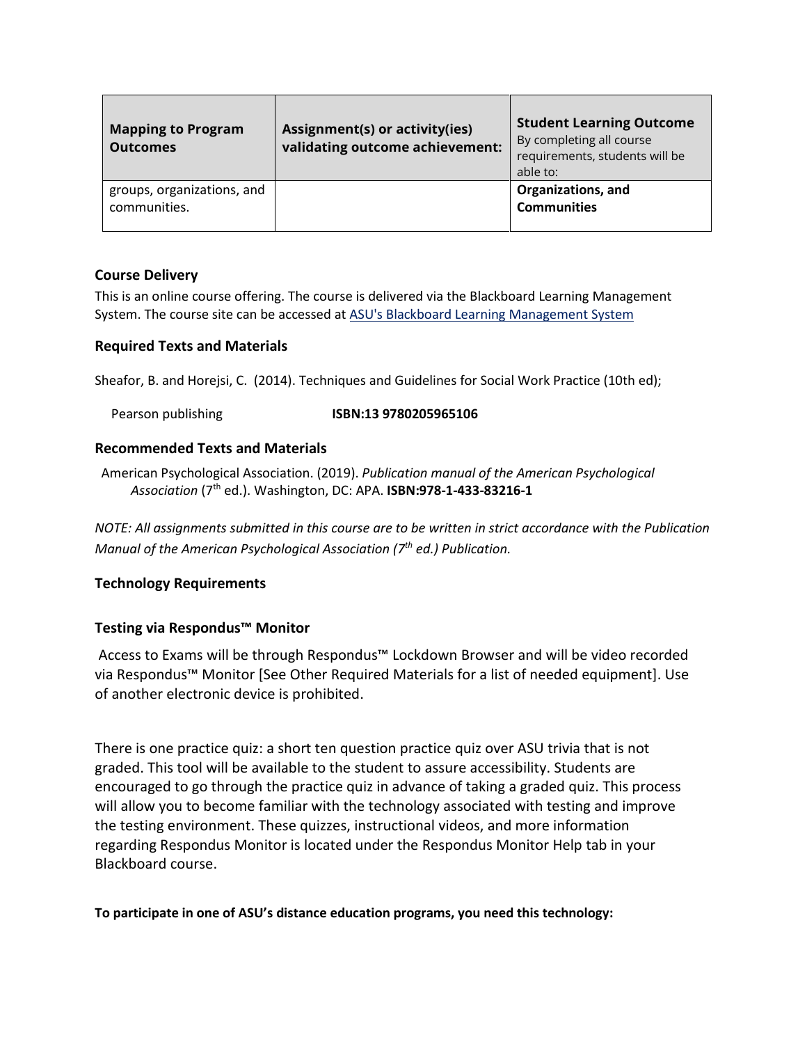| Mapping to Program Outcomes | Assignment(s) or activity(ies) validating outcome achievement: | **Student Learning Outcome** By completing all course requirements, students will be able to: |
|---|---|---|
| groups, organizations, and communities. | | **Organizations, and Communities** |

### Course Delivery

This is an online course offering. The course is delivered via the Blackboard Learning Management System. The course site can be accessed at [ASU's Blackboard Learning Management System](#)

### Required Texts and Materials

Sheafor, B. and Horejsi, C. (2014). Techniques and Guidelines for Social Work Practice (10th ed);

Pearson publishing **ISBN:13 9780205965106**

### Recommended Texts and Materials

American Psychological Association. (2019). *Publication manual of the American Psychological Association* (7th ed.). Washington, DC: APA. **ISBN:978-1-433-83216-1**

*NOTE: All assignments submitted in this course are to be written in strict accordance with the Publication Manual of the American Psychological Association (7th ed.) Publication.*

### Technology Requirements

### Testing via Respondus™ Monitor

Access to Exams will be through Respondus™ Lockdown Browser and will be video recorded via Respondus™ Monitor [See Other Required Materials for a list of needed equipment]. Use of another electronic device is prohibited.

There is one practice quiz: a short ten question practice quiz over ASU trivia that is not graded. This tool will be available to the student to assure accessibility. Students are encouraged to go through the practice quiz in advance of taking a graded quiz. This process will allow you to become familiar with the technology associated with testing and improve the testing environment. These quizzes, instructional videos, and more information regarding Respondus Monitor is located under the Respondus Monitor Help tab in your Blackboard course.

**To participate in one of ASU's distance education programs, you need this technology:**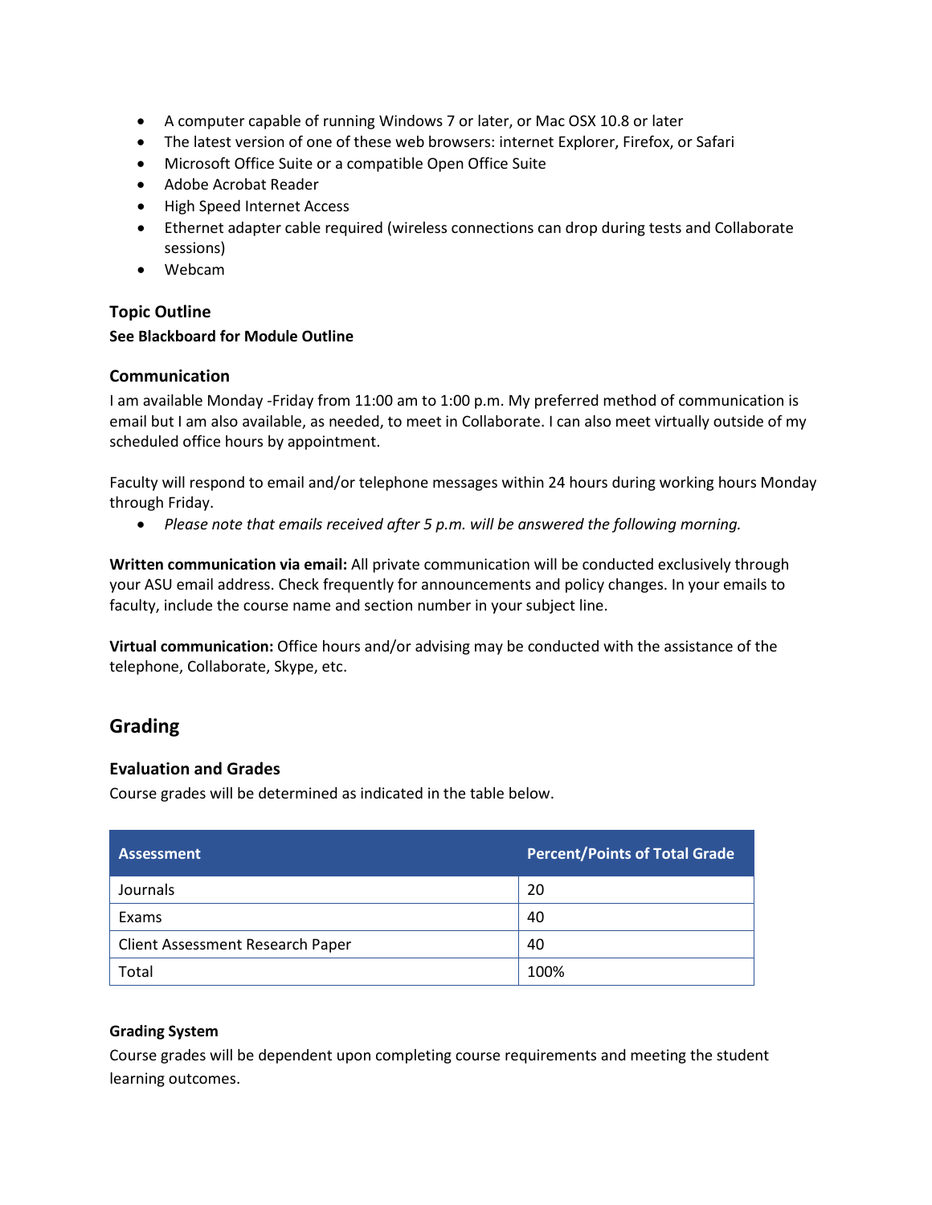- A computer capable of running Windows 7 or later, or Mac OSX 10.8 or later
- The latest version of one of these web browsers: internet Explorer, Firefox, or Safari
- Microsoft Office Suite or a compatible Open Office Suite
- Adobe Acrobat Reader
- High Speed Internet Access
- Ethernet adapter cable required (wireless connections can drop during tests and Collaborate sessions)
- Webcam

### Topic Outline

**See Blackboard for Module Outline**

### Communication

I am available Monday -Friday from 11:00 am to 1:00 p.m. My preferred method of communication is email but I am also available, as needed, to meet in Collaborate. I can also meet virtually outside of my scheduled office hours by appointment.

Faculty will respond to email and/or telephone messages within 24 hours during working hours Monday through Friday.

- *Please note that emails received after 5 p.m. will be answered the following morning.*

**Written communication via email:** All private communication will be conducted exclusively through your ASU email address. Check frequently for announcements and policy changes. In your emails to faculty, include the course name and section number in your subject line.

**Virtual communication:** Office hours and/or advising may be conducted with the assistance of the telephone, Collaborate, Skype, etc.

## Grading

### Evaluation and Grades

Course grades will be determined as indicated in the table below.

| Assessment | Percent/Points of Total Grade |
|---|---|
| Journals | 20 |
| Exams | 40 |
| Client Assessment Research Paper | 40 |
| Total | 100% |

#### Grading System

Course grades will be dependent upon completing course requirements and meeting the student learning outcomes.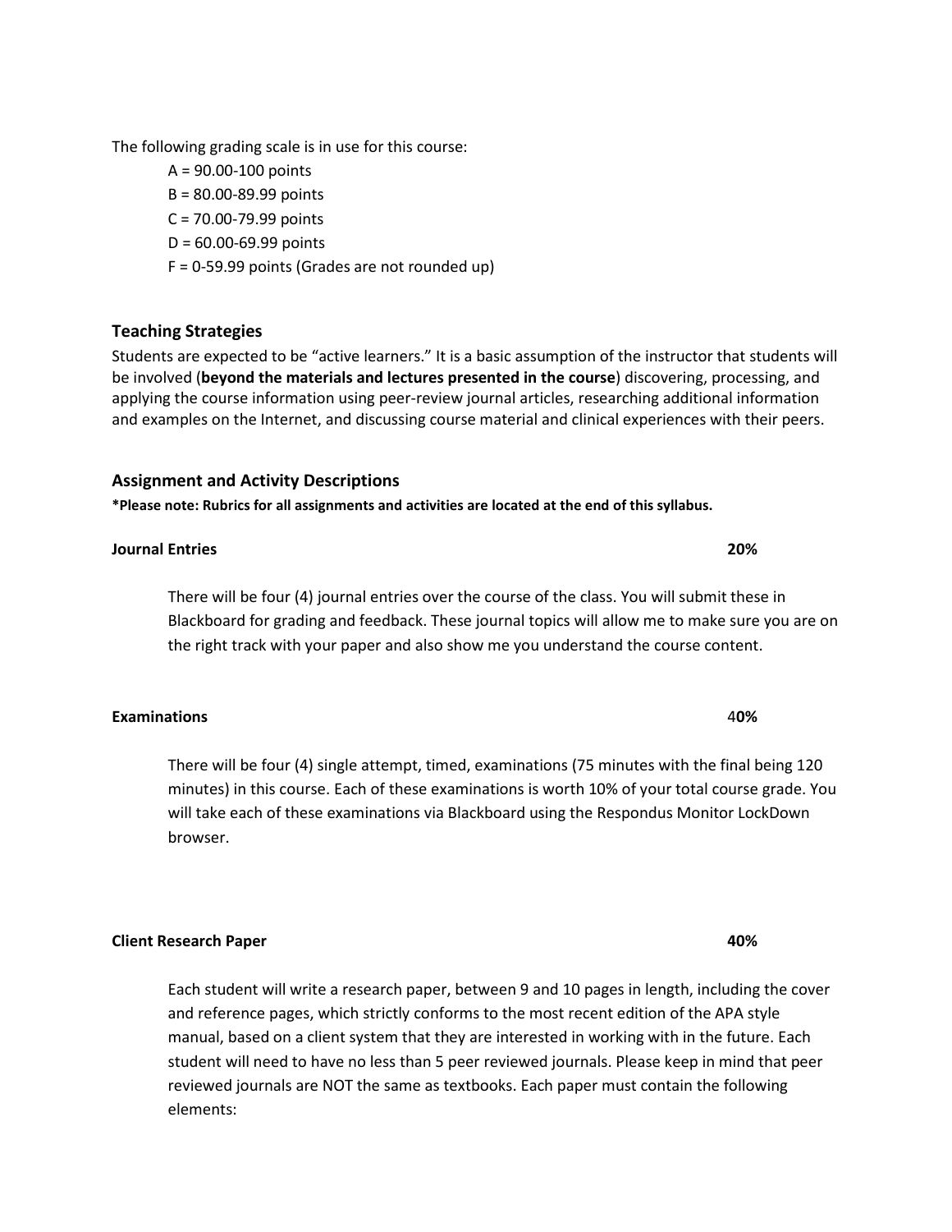The following grading scale is in use for this course:

- A = 90.00-100 points
- B = 80.00-89.99 points
- C = 70.00-79.99 points
- D = 60.00-69.99 points
- F = 0-59.99 points (Grades are not rounded up)

## Teaching Strategies

Students are expected to be "active learners." It is a basic assumption of the instructor that students will be involved (**beyond the materials and lectures presented in the course**) discovering, processing, and applying the course information using peer-review journal articles, researching additional information and examples on the Internet, and discussing course material and clinical experiences with their peers.

## Assignment and Activity Descriptions

***Please note: Rubrics for all assignments and activities are located at the end of this syllabus.**

**Journal Entries** **20%**

There will be four (4) journal entries over the course of the class. You will submit these in Blackboard for grading and feedback. These journal topics will allow me to make sure you are on the right track with your paper and also show me you understand the course content.

**Examinations** 4**0%**

There will be four (4) single attempt, timed, examinations (75 minutes with the final being 120 minutes) in this course. Each of these examinations is worth 10% of your total course grade. You will take each of these examinations via Blackboard using the Respondus Monitor LockDown browser.

**Client Research Paper** **40%**

Each student will write a research paper, between 9 and 10 pages in length, including the cover and reference pages, which strictly conforms to the most recent edition of the APA style manual, based on a client system that they are interested in working with in the future. Each student will need to have no less than 5 peer reviewed journals. Please keep in mind that peer reviewed journals are NOT the same as textbooks. Each paper must contain the following elements: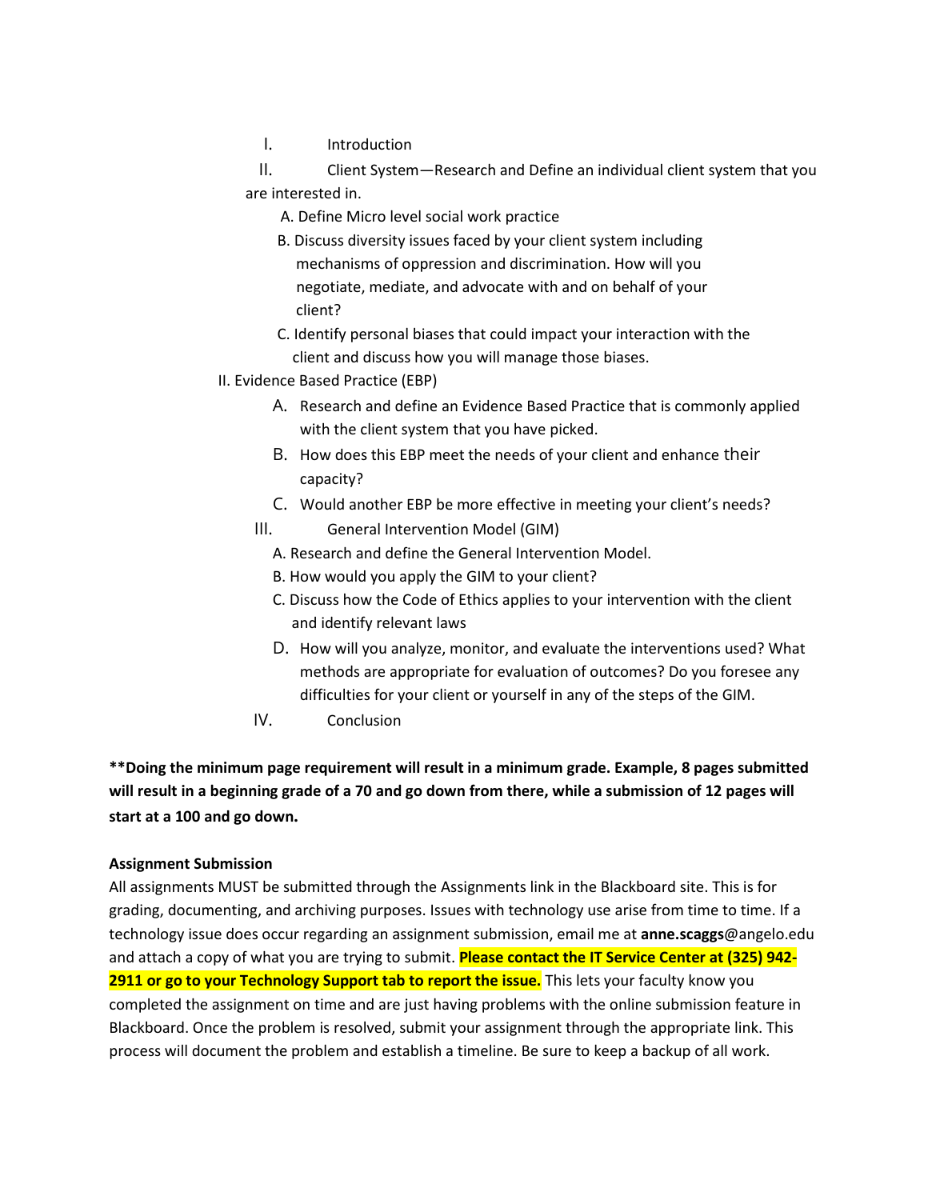I. Introduction

II. Client System—Research and Define an individual client system that you are interested in.

A. Define Micro level social work practice

B. Discuss diversity issues faced by your client system including mechanisms of oppression and discrimination. How will you negotiate, mediate, and advocate with and on behalf of your client?

C. Identify personal biases that could impact your interaction with the client and discuss how you will manage those biases.

II. Evidence Based Practice (EBP)

A. Research and define an Evidence Based Practice that is commonly applied with the client system that you have picked.

B. How does this EBP meet the needs of your client and enhance their capacity?

C. Would another EBP be more effective in meeting your client's needs?

III. General Intervention Model (GIM)

A. Research and define the General Intervention Model.

B. How would you apply the GIM to your client?

C. Discuss how the Code of Ethics applies to your intervention with the client and identify relevant laws

D. How will you analyze, monitor, and evaluate the interventions used? What methods are appropriate for evaluation of outcomes? Do you foresee any difficulties for your client or yourself in any of the steps of the GIM.

IV. Conclusion

****Doing the minimum page requirement will result in a minimum grade. Example, 8 pages submitted will result in a beginning grade of a 70 and go down from there, while a submission of 12 pages will start at a 100 and go down.**

**Assignment Submission**

All assignments MUST be submitted through the Assignments link in the Blackboard site. This is for grading, documenting, and archiving purposes. Issues with technology use arise from time to time. If a technology issue does occur regarding an assignment submission, email me at **anne.scaggs**@angelo.edu and attach a copy of what you are trying to submit. **Please contact the IT Service Center at (325) 942-2911 or go to your Technology Support tab to report the issue.** This lets your faculty know you completed the assignment on time and are just having problems with the online submission feature in Blackboard. Once the problem is resolved, submit your assignment through the appropriate link. This process will document the problem and establish a timeline. Be sure to keep a backup of all work.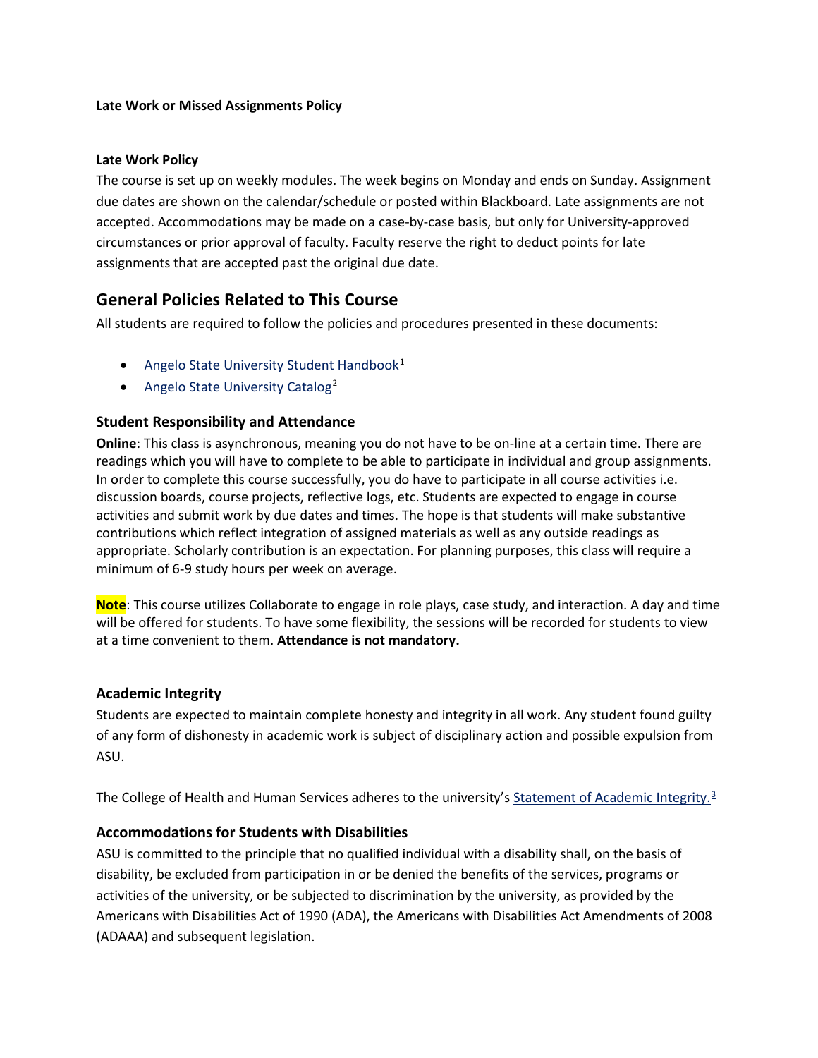**Late Work or Missed Assignments Policy**

**Late Work Policy**

The course is set up on weekly modules. The week begins on Monday and ends on Sunday. Assignment due dates are shown on the calendar/schedule or posted within Blackboard. Late assignments are not accepted. Accommodations may be made on a case-by-case basis, but only for University-approved circumstances or prior approval of faculty. Faculty reserve the right to deduct points for late assignments that are accepted past the original due date.

## General Policies Related to This Course

All students are required to follow the policies and procedures presented in these documents:

- Angelo State University Student Handbook[1]
- Angelo State University Catalog[2]

### Student Responsibility and Attendance

**Online**: This class is asynchronous, meaning you do not have to be on-line at a certain time. There are readings which you will have to complete to be able to participate in individual and group assignments. In order to complete this course successfully, you do have to participate in all course activities i.e. discussion boards, course projects, reflective logs, etc. Students are expected to engage in course activities and submit work by due dates and times. The hope is that students will make substantive contributions which reflect integration of assigned materials as well as any outside readings as appropriate. Scholarly contribution is an expectation. For planning purposes, this class will require a minimum of 6-9 study hours per week on average.

**Note**: This course utilizes Collaborate to engage in role plays, case study, and interaction. A day and time will be offered for students. To have some flexibility, the sessions will be recorded for students to view at a time convenient to them. **Attendance is not mandatory.**

### Academic Integrity

Students are expected to maintain complete honesty and integrity in all work. Any student found guilty of any form of dishonesty in academic work is subject of disciplinary action and possible expulsion from ASU.

The College of Health and Human Services adheres to the university's Statement of Academic Integrity.[3]

### Accommodations for Students with Disabilities

ASU is committed to the principle that no qualified individual with a disability shall, on the basis of disability, be excluded from participation in or be denied the benefits of the services, programs or activities of the university, or be subjected to discrimination by the university, as provided by the Americans with Disabilities Act of 1990 (ADA), the Americans with Disabilities Act Amendments of 2008 (ADAAA) and subsequent legislation.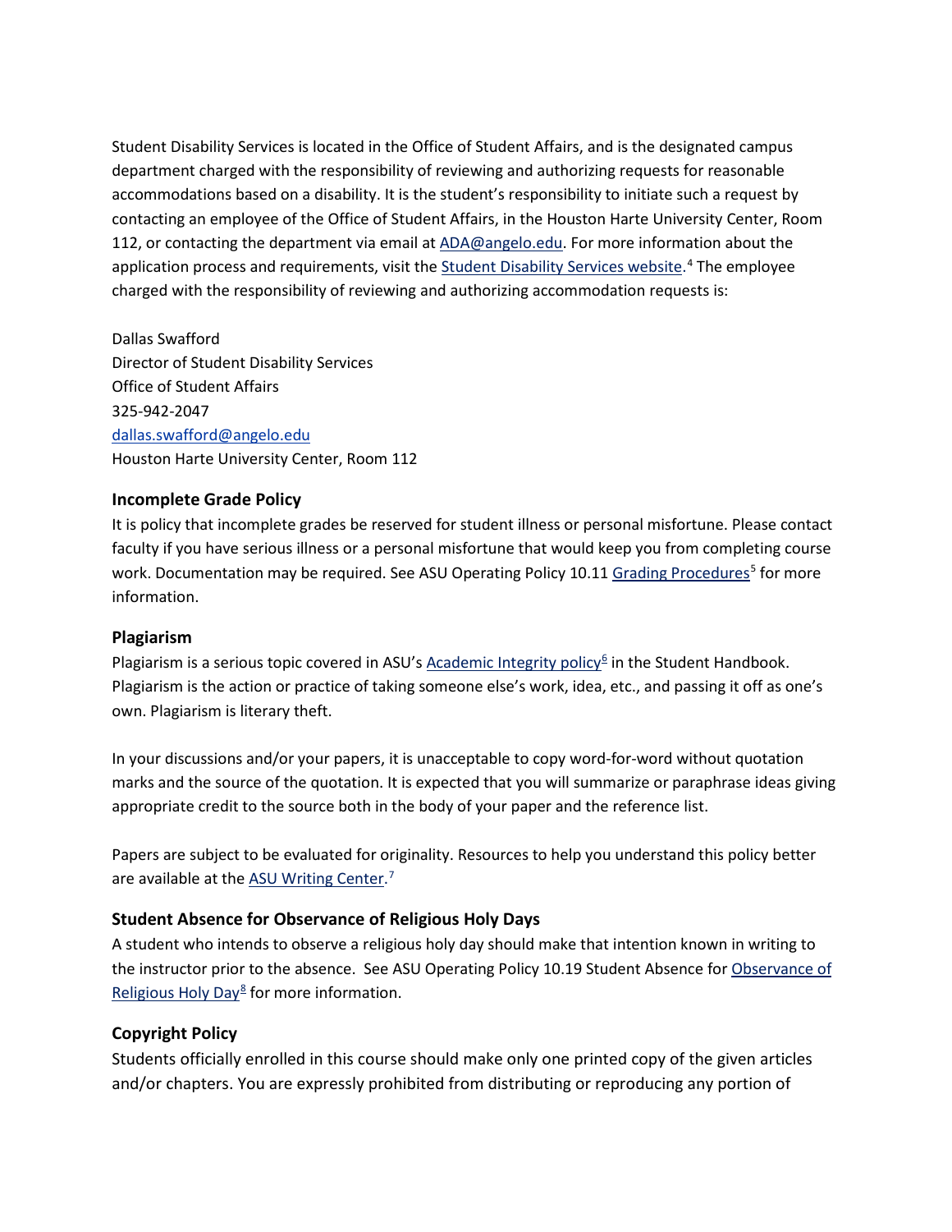Student Disability Services is located in the Office of Student Affairs, and is the designated campus department charged with the responsibility of reviewing and authorizing requests for reasonable accommodations based on a disability. It is the student's responsibility to initiate such a request by contacting an employee of the Office of Student Affairs, in the Houston Harte University Center, Room 112, or contacting the department via email at ADA@angelo.edu. For more information about the application process and requirements, visit the Student Disability Services website.[4] The employee charged with the responsibility of reviewing and authorizing accommodation requests is:

Dallas Swafford
Director of Student Disability Services
Office of Student Affairs
325-942-2047
dallas.swafford@angelo.edu
Houston Harte University Center, Room 112

### Incomplete Grade Policy

It is policy that incomplete grades be reserved for student illness or personal misfortune. Please contact faculty if you have serious illness or a personal misfortune that would keep you from completing course work. Documentation may be required. See ASU Operating Policy 10.11 Grading Procedures[5] for more information.

### Plagiarism

Plagiarism is a serious topic covered in ASU's Academic Integrity policy[6] in the Student Handbook. Plagiarism is the action or practice of taking someone else's work, idea, etc., and passing it off as one's own. Plagiarism is literary theft.

In your discussions and/or your papers, it is unacceptable to copy word-for-word without quotation marks and the source of the quotation. It is expected that you will summarize or paraphrase ideas giving appropriate credit to the source both in the body of your paper and the reference list.

Papers are subject to be evaluated for originality. Resources to help you understand this policy better are available at the ASU Writing Center.[7]

### Student Absence for Observance of Religious Holy Days

A student who intends to observe a religious holy day should make that intention known in writing to the instructor prior to the absence. See ASU Operating Policy 10.19 Student Absence for Observance of Religious Holy Day[8] for more information.

### Copyright Policy

Students officially enrolled in this course should make only one printed copy of the given articles and/or chapters. You are expressly prohibited from distributing or reproducing any portion of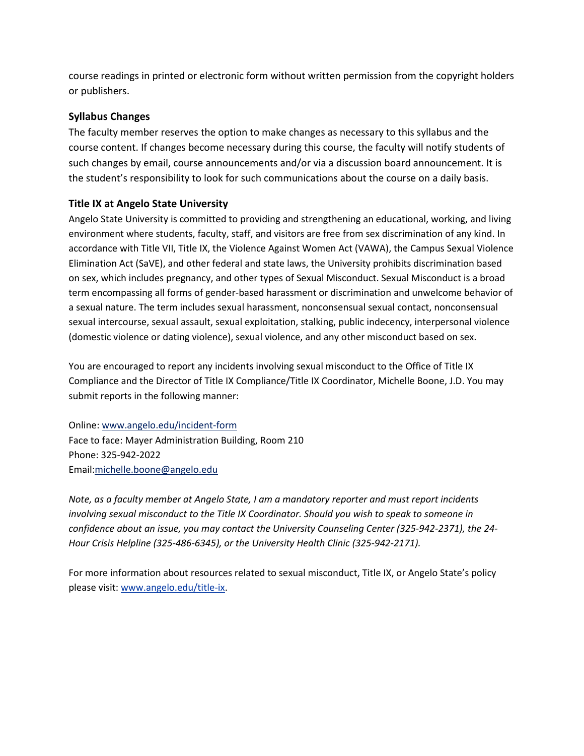course readings in printed or electronic form without written permission from the copyright holders or publishers.

### Syllabus Changes

The faculty member reserves the option to make changes as necessary to this syllabus and the course content. If changes become necessary during this course, the faculty will notify students of such changes by email, course announcements and/or via a discussion board announcement. It is the student's responsibility to look for such communications about the course on a daily basis.

### Title IX at Angelo State University

Angelo State University is committed to providing and strengthening an educational, working, and living environment where students, faculty, staff, and visitors are free from sex discrimination of any kind. In accordance with Title VII, Title IX, the Violence Against Women Act (VAWA), the Campus Sexual Violence Elimination Act (SaVE), and other federal and state laws, the University prohibits discrimination based on sex, which includes pregnancy, and other types of Sexual Misconduct. Sexual Misconduct is a broad term encompassing all forms of gender-based harassment or discrimination and unwelcome behavior of a sexual nature. The term includes sexual harassment, nonconsensual sexual contact, nonconsensual sexual intercourse, sexual assault, sexual exploitation, stalking, public indecency, interpersonal violence (domestic violence or dating violence), sexual violence, and any other misconduct based on sex.

You are encouraged to report any incidents involving sexual misconduct to the Office of Title IX Compliance and the Director of Title IX Compliance/Title IX Coordinator, Michelle Boone, J.D. You may submit reports in the following manner:

Online: [www.angelo.edu/incident-form](www.angelo.edu/incident-form)
Face to face: Mayer Administration Building, Room 210
Phone: 325-942-2022
Email:[michelle.boone@angelo.edu](mailto:michelle.boone@angelo.edu)

*Note, as a faculty member at Angelo State, I am a mandatory reporter and must report incidents involving sexual misconduct to the Title IX Coordinator. Should you wish to speak to someone in confidence about an issue, you may contact the University Counseling Center (325-942-2371), the 24-Hour Crisis Helpline (325-486-6345), or the University Health Clinic (325-942-2171).*

For more information about resources related to sexual misconduct, Title IX, or Angelo State's policy please visit: [www.angelo.edu/title-ix](www.angelo.edu/title-ix).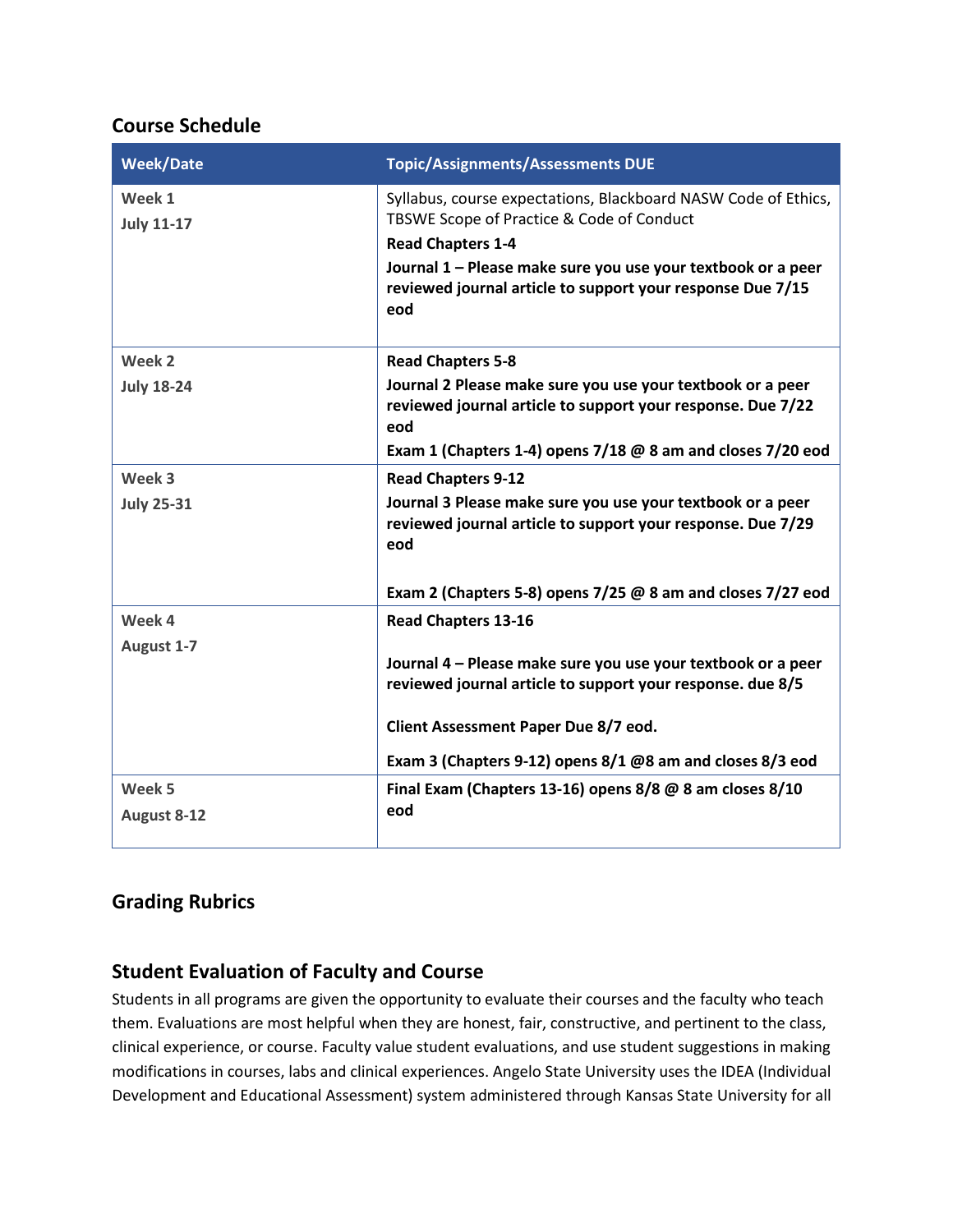## Course Schedule

| Week/Date | Topic/Assignments/Assessments DUE |
|---|---|
| **Week 1**<br>**July 11-17** | Syllabus, course expectations, Blackboard NASW Code of Ethics, TBSWE Scope of Practice & Code of Conduct<br>**Read Chapters 1-4**<br>**Journal 1 – Please make sure you use your textbook or a peer reviewed journal article to support your response Due 7/15 eod** |
| **Week 2**<br>**July 18-24** | **Read Chapters 5-8**<br>**Journal 2 Please make sure you use your textbook or a peer reviewed journal article to support your response. Due 7/22 eod**<br>**Exam 1 (Chapters 1-4) opens 7/18 @ 8 am and closes 7/20 eod** |
| **Week 3**<br>**July 25-31** | **Read Chapters 9-12**<br>**Journal 3 Please make sure you use your textbook or a peer reviewed journal article to support your response. Due 7/29 eod**<br>**Exam 2 (Chapters 5-8) opens 7/25 @ 8 am and closes 7/27 eod** |
| **Week 4**<br>**August 1-7** | **Read Chapters 13-16**<br>**Journal 4 – Please make sure you use your textbook or a peer reviewed journal article to support your response. due 8/5**<br>**Client Assessment Paper Due 8/7 eod.**<br>**Exam 3 (Chapters 9-12) opens 8/1 @8 am and closes 8/3 eod** |
| **Week 5**<br>**August 8-12** | **Final Exam (Chapters 13-16) opens 8/8 @ 8 am closes 8/10 eod** |

## Grading Rubrics

## Student Evaluation of Faculty and Course

Students in all programs are given the opportunity to evaluate their courses and the faculty who teach them. Evaluations are most helpful when they are honest, fair, constructive, and pertinent to the class, clinical experience, or course. Faculty value student evaluations, and use student suggestions in making modifications in courses, labs and clinical experiences. Angelo State University uses the IDEA (Individual Development and Educational Assessment) system administered through Kansas State University for all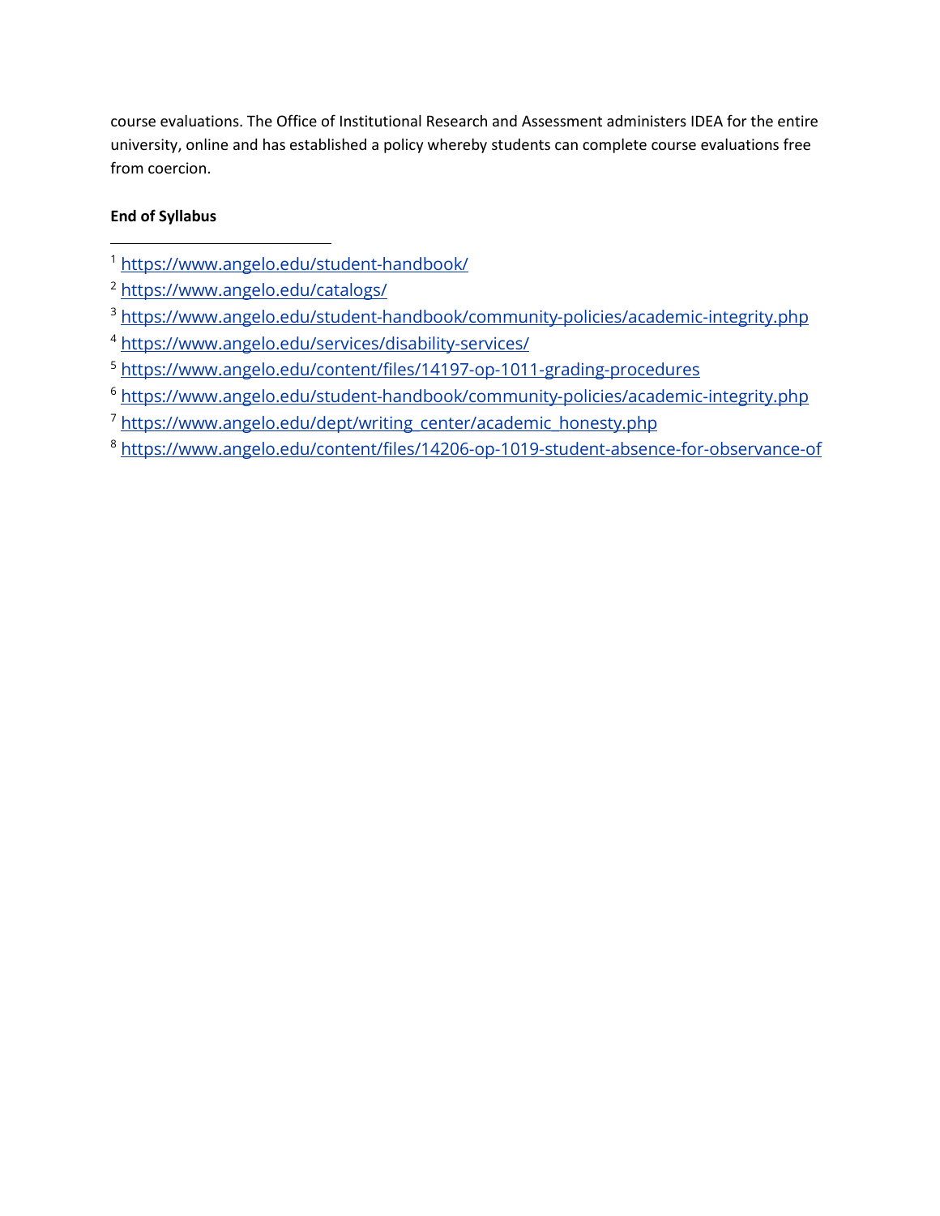course evaluations. The Office of Institutional Research and Assessment administers IDEA for the entire university, online and has established a policy whereby students can complete course evaluations free from coercion.

**End of Syllabus**

---

[1] https://www.angelo.edu/student-handbook/

[2] https://www.angelo.edu/catalogs/

[3] https://www.angelo.edu/student-handbook/community-policies/academic-integrity.php

[4] https://www.angelo.edu/services/disability-services/

[5] https://www.angelo.edu/content/files/14197-op-1011-grading-procedures

[6] https://www.angelo.edu/student-handbook/community-policies/academic-integrity.php

[7] https://www.angelo.edu/dept/writing_center/academic_honesty.php

[8] https://www.angelo.edu/content/files/14206-op-1019-student-absence-for-observance-of